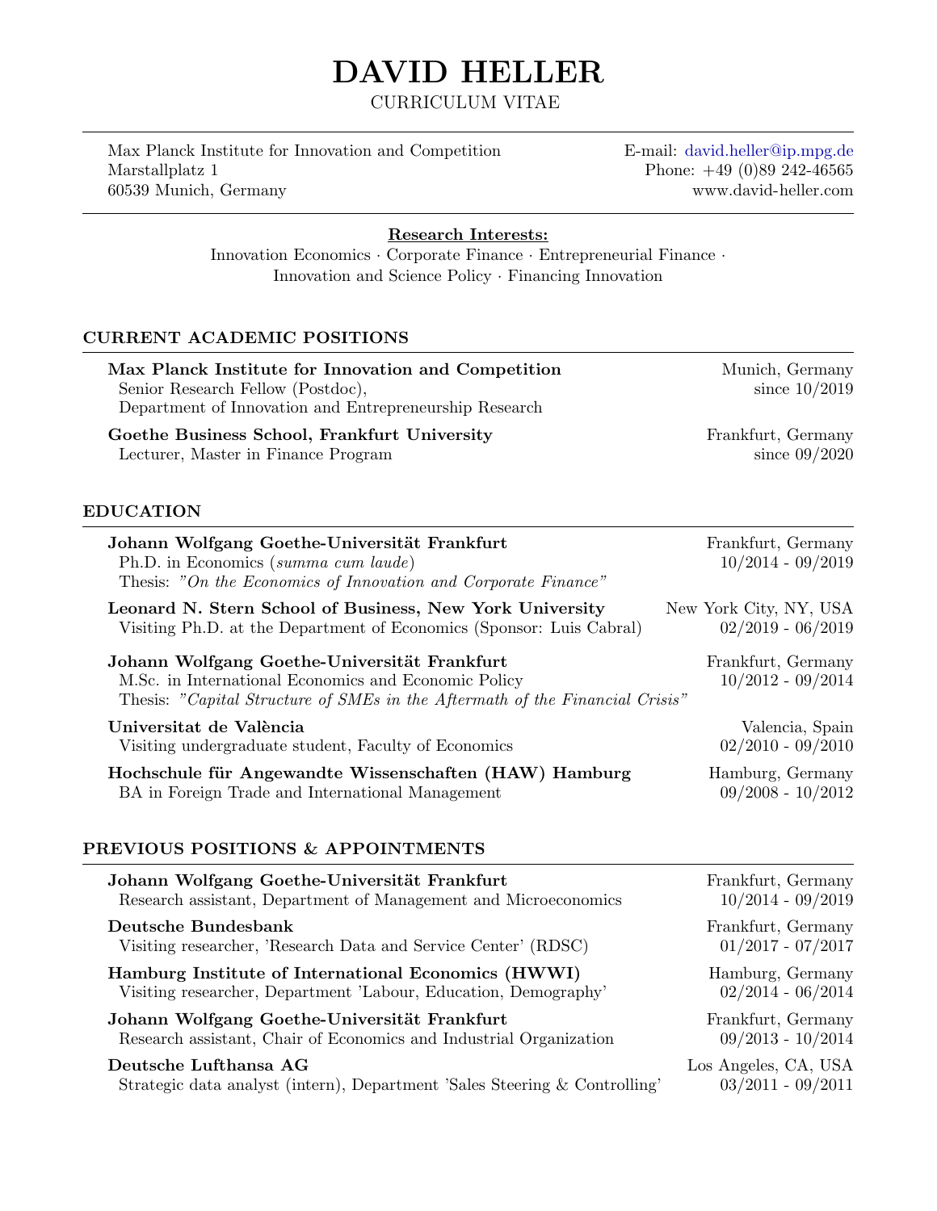# DAVID HELLER

CURRICULUM VITAE

Max Planck Institute for Innovation and Competition
Marstallplatz 1
60539 Munich, Germany

E-mail: david.heller@ip.mpg.de
Phone: +49 (0)89 242-46565
www.david-heller.com

**Research Interests:**

Innovation Economics · Corporate Finance · Entrepreneurial Finance · Innovation and Science Policy · Financing Innovation

## CURRENT ACADEMIC POSITIONS

**Max Planck Institute for Innovation and Competition** — Munich, Germany
Senior Research Fellow (Postdoc), Department of Innovation and Entrepreneurship Research — since 10/2019

**Goethe Business School, Frankfurt University** — Frankfurt, Germany
Lecturer, Master in Finance Program — since 09/2020

## EDUCATION

**Johann Wolfgang Goethe-Universität Frankfurt** — Frankfurt, Germany
Ph.D. in Economics (*summa cum laude*) — 10/2014 - 09/2019
Thesis: *"On the Economics of Innovation and Corporate Finance"*

**Leonard N. Stern School of Business, New York University** — New York City, NY, USA
Visiting Ph.D. at the Department of Economics (Sponsor: Luis Cabral) — 02/2019 - 06/2019

**Johann Wolfgang Goethe-Universität Frankfurt** — Frankfurt, Germany
M.Sc. in International Economics and Economic Policy — 10/2012 - 09/2014
Thesis: *"Capital Structure of SMEs in the Aftermath of the Financial Crisis"*

**Universitat de València** — Valencia, Spain
Visiting undergraduate student, Faculty of Economics — 02/2010 - 09/2010

**Hochschule für Angewandte Wissenschaften (HAW) Hamburg** — Hamburg, Germany
BA in Foreign Trade and International Management — 09/2008 - 10/2012

## PREVIOUS POSITIONS & APPOINTMENTS

**Johann Wolfgang Goethe-Universität Frankfurt** — Frankfurt, Germany
Research assistant, Department of Management and Microeconomics — 10/2014 - 09/2019

**Deutsche Bundesbank** — Frankfurt, Germany
Visiting researcher, 'Research Data and Service Center' (RDSC) — 01/2017 - 07/2017

**Hamburg Institute of International Economics (HWWI)** — Hamburg, Germany
Visiting researcher, Department 'Labour, Education, Demography' — 02/2014 - 06/2014

**Johann Wolfgang Goethe-Universität Frankfurt** — Frankfurt, Germany
Research assistant, Chair of Economics and Industrial Organization — 09/2013 - 10/2014

**Deutsche Lufthansa AG** — Los Angeles, CA, USA
Strategic data analyst (intern), Department 'Sales Steering & Controlling' — 03/2011 - 09/2011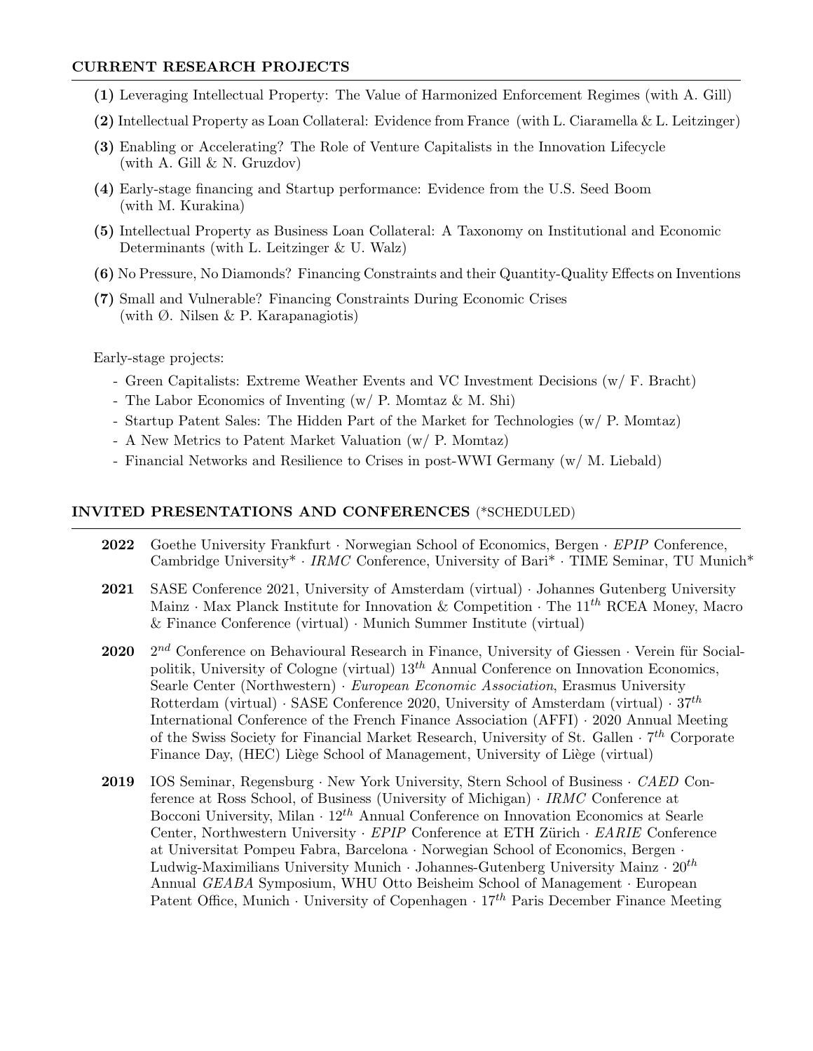## CURRENT RESEARCH PROJECTS

**(1)** Leveraging Intellectual Property: The Value of Harmonized Enforcement Regimes (with A. Gill)

**(2)** Intellectual Property as Loan Collateral: Evidence from France (with L. Ciaramella & L. Leitzinger)

**(3)** Enabling or Accelerating? The Role of Venture Capitalists in the Innovation Lifecycle (with A. Gill & N. Gruzdov)

**(4)** Early-stage financing and Startup performance: Evidence from the U.S. Seed Boom (with M. Kurakina)

**(5)** Intellectual Property as Business Loan Collateral: A Taxonomy on Institutional and Economic Determinants (with L. Leitzinger & U. Walz)

**(6)** No Pressure, No Diamonds? Financing Constraints and their Quantity-Quality Effects on Inventions

**(7)** Small and Vulnerable? Financing Constraints During Economic Crises (with Ø. Nilsen & P. Karapanagiotis)

Early-stage projects:

- Green Capitalists: Extreme Weather Events and VC Investment Decisions (w/ F. Bracht)
- The Labor Economics of Inventing (w/ P. Momtaz & M. Shi)
- Startup Patent Sales: The Hidden Part of the Market for Technologies (w/ P. Momtaz)
- A New Metrics to Patent Market Valuation (w/ P. Momtaz)
- Financial Networks and Resilience to Crises in post-WWI Germany (w/ M. Liebald)

## INVITED PRESENTATIONS AND CONFERENCES (*SCHEDULED)

**2022** Goethe University Frankfurt · Norwegian School of Economics, Bergen · *EPIP* Conference, Cambridge University* · *IRMC* Conference, University of Bari* · TIME Seminar, TU Munich*

**2021** SASE Conference 2021, University of Amsterdam (virtual) · Johannes Gutenberg University Mainz · Max Planck Institute for Innovation & Competition · The 11th RCEA Money, Macro & Finance Conference (virtual) · Munich Summer Institute (virtual)

**2020** 2nd Conference on Behavioural Research in Finance, University of Giessen · Verein für Socialpolitik, University of Cologne (virtual) 13th Annual Conference on Innovation Economics, Searle Center (Northwestern) · *European Economic Association*, Erasmus University Rotterdam (virtual) · SASE Conference 2020, University of Amsterdam (virtual) · 37th International Conference of the French Finance Association (AFFI) · 2020 Annual Meeting of the Swiss Society for Financial Market Research, University of St. Gallen · 7th Corporate Finance Day, (HEC) Liège School of Management, University of Liège (virtual)

**2019** IOS Seminar, Regensburg · New York University, Stern School of Business · *CAED* Conference at Ross School, of Business (University of Michigan) · *IRMC* Conference at Bocconi University, Milan · 12th Annual Conference on Innovation Economics at Searle Center, Northwestern University · *EPIP* Conference at ETH Zürich · *EARIE* Conference at Universitat Pompeu Fabra, Barcelona · Norwegian School of Economics, Bergen · Ludwig-Maximilians University Munich · Johannes-Gutenberg University Mainz · 20th Annual *GEABA* Symposium, WHU Otto Beisheim School of Management · European Patent Office, Munich · University of Copenhagen · 17th Paris December Finance Meeting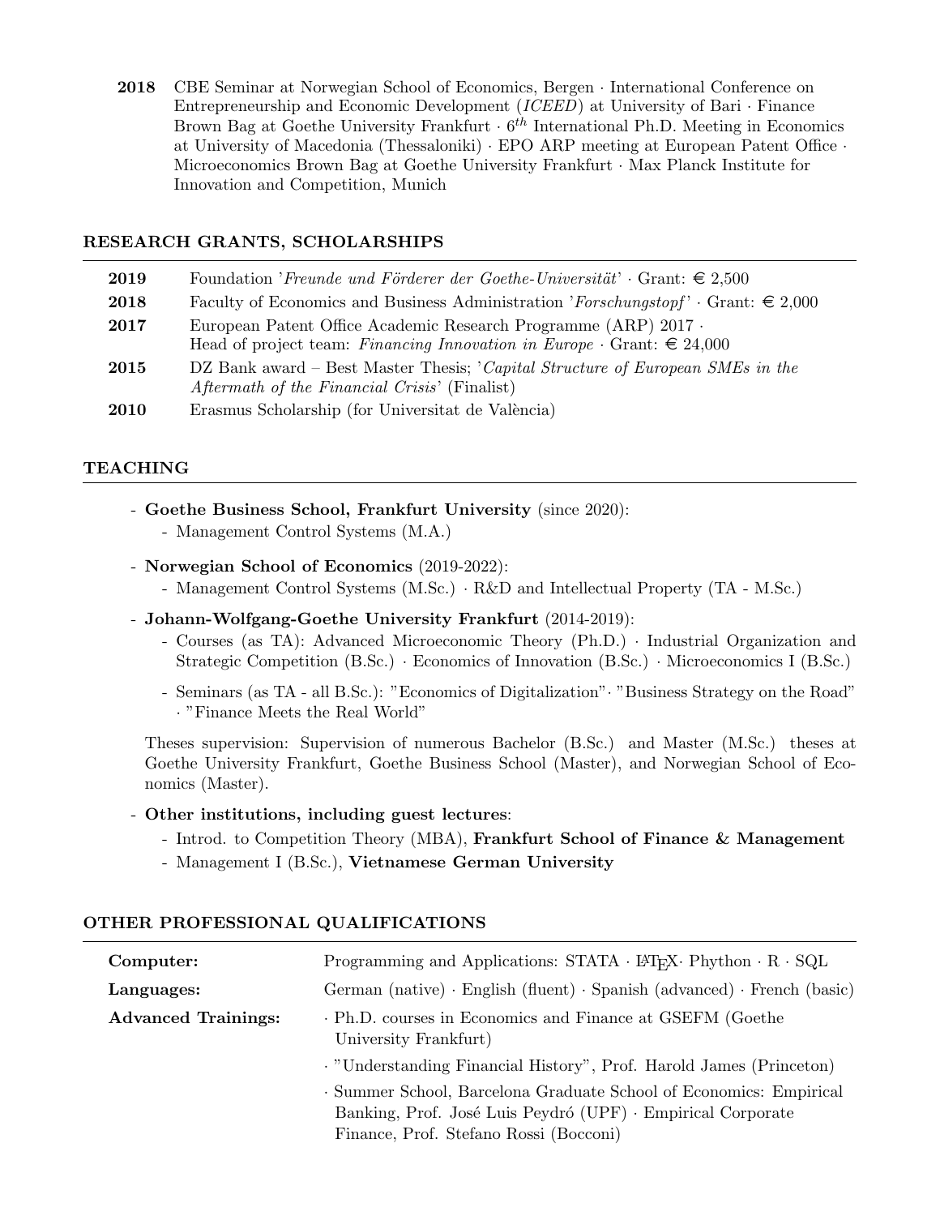**2018** CBE Seminar at Norwegian School of Economics, Bergen · International Conference on Entrepreneurship and Economic Development (*ICEED*) at University of Bari · Finance Brown Bag at Goethe University Frankfurt · $6^{th}$ International Ph.D. Meeting in Economics at University of Macedonia (Thessaloniki) · EPO ARP meeting at European Patent Office · Microeconomics Brown Bag at Goethe University Frankfurt · Max Planck Institute for Innovation and Competition, Munich

## RESEARCH GRANTS, SCHOLARSHIPS

| | |
|---|---|
| **2019** | Foundation '*Freunde und Förderer der Goethe-Universität*' · Grant: € 2,500 |
| **2018** | Faculty of Economics and Business Administration '*Forschungstopf*' · Grant: € 2,000 |
| **2017** | European Patent Office Academic Research Programme (ARP) 2017 · Head of project team: *Financing Innovation in Europe* · Grant: € 24,000 |
| **2015** | DZ Bank award – Best Master Thesis; '*Capital Structure of European SMEs in the Aftermath of the Financial Crisis*' (Finalist) |
| **2010** | Erasmus Scholarship (for Universitat de València) |

## TEACHING

- **Goethe Business School, Frankfurt University** (since 2020):
  - Management Control Systems (M.A.)
- **Norwegian School of Economics** (2019-2022):
  - Management Control Systems (M.Sc.) · R&D and Intellectual Property (TA - M.Sc.)
- **Johann-Wolfgang-Goethe University Frankfurt** (2014-2019):
  - Courses (as TA): Advanced Microeconomic Theory (Ph.D.) · Industrial Organization and Strategic Competition (B.Sc.) · Economics of Innovation (B.Sc.) · Microeconomics I (B.Sc.)
  - Seminars (as TA - all B.Sc.): "Economics of Digitalization"· "Business Strategy on the Road" · "Finance Meets the Real World"

  Theses supervision: Supervision of numerous Bachelor (B.Sc.) and Master (M.Sc.) theses at Goethe University Frankfurt, Goethe Business School (Master), and Norwegian School of Economics (Master).

- **Other institutions, including guest lectures**:
  - Introd. to Competition Theory (MBA), **Frankfurt School of Finance & Management**
  - Management I (B.Sc.), **Vietnamese German University**

## OTHER PROFESSIONAL QUALIFICATIONS

| | |
|---|---|
| **Computer:** | Programming and Applications: STATA · LaTeX· Phython · R · SQL |
| **Languages:** | German (native) · English (fluent) · Spanish (advanced) · French (basic) |
| **Advanced Trainings:** | · Ph.D. courses in Economics and Finance at GSEFM (Goethe University Frankfurt) |
| | · "Understanding Financial History", Prof. Harold James (Princeton) |
| | · Summer School, Barcelona Graduate School of Economics: Empirical Banking, Prof. José Luis Peydró (UPF) · Empirical Corporate Finance, Prof. Stefano Rossi (Bocconi) |